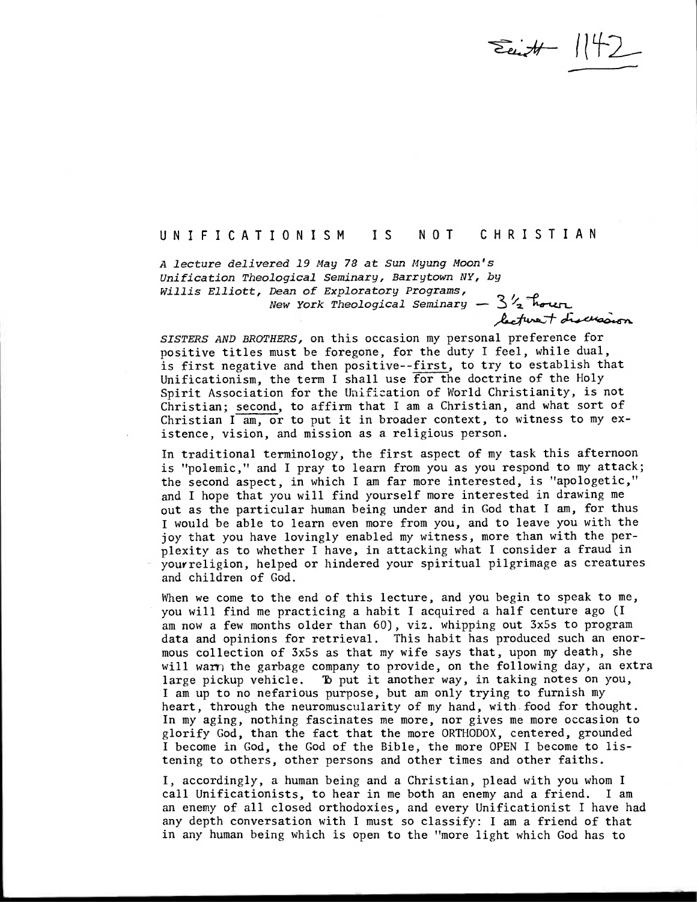Eaith 1142

# UNIFICATIONISM IS NOT CHRISTIAN

*A lecture delivered 19 May 78 at Sun Myung Moon's Unification Theological Seminary, Barrytown NY, by Willis Elliott, Dean of Exploratory Programs, New York Theological Seminary* — 3½ hours lecture + discussion

*SISTERS AND BROTHERS,* on this occasion my personal preference for positive titles must be foregone, for the duty I feel, while dual, is first negative and then positive--first, to try to establish that Unificationism, the term I shall use for the doctrine of the Holy Spirit Association for the Unification of World Christianity, is not Christian; second, to affirm that I am a Christian, and what sort of Christian I am, or to put it in broader context, to witness to my existence, vision, and mission as a religious person.

In traditional terminology, the first aspect of my task this afternoon is "polemic," and I pray to learn from you as you respond to my attack; the second aspect, in which I am far more interested, is "apologetic," and I hope that you will find yourself more interested in drawing me out as the particular human being under and in God that I am, for thus I would be able to learn even more from you, and to leave you with the joy that you have lovingly enabled my witness, more than with the perplexity as to whether I have, in attacking what I consider a fraud in your religion, helped or hindered your spiritual pilgrimage as creatures and children of God.

When we come to the end of this lecture, and you begin to speak to me, you will find me practicing a habit I acquired a half centure ago (I am now a few months older than 60), viz. whipping out 3x5s to program data and opinions for retrieval. This habit has produced such an enormous collection of 3x5s as that my wife says that, upon my death, she will warn the garbage company to provide, on the following day, an extra large pickup vehicle. To put it another way, in taking notes on you, I am up to no nefarious purpose, but am only trying to furnish my heart, through the neuromuscularity of my hand, with food for thought. In my aging, nothing fascinates me more, nor gives me more occasion to glorify God, than the fact that the more ORTHODOX, centered, grounded I become in God, the God of the Bible, the more OPEN I become to listening to others, other persons and other times and other faiths.

I, accordingly, a human being and a Christian, plead with you whom I call Unificationists, to hear in me both an enemy and a friend. I am an enemy of all closed orthodoxies, and every Unificationist I have had any depth conversation with I must so classify: I am a friend of that in any human being which is open to the "more light which God has to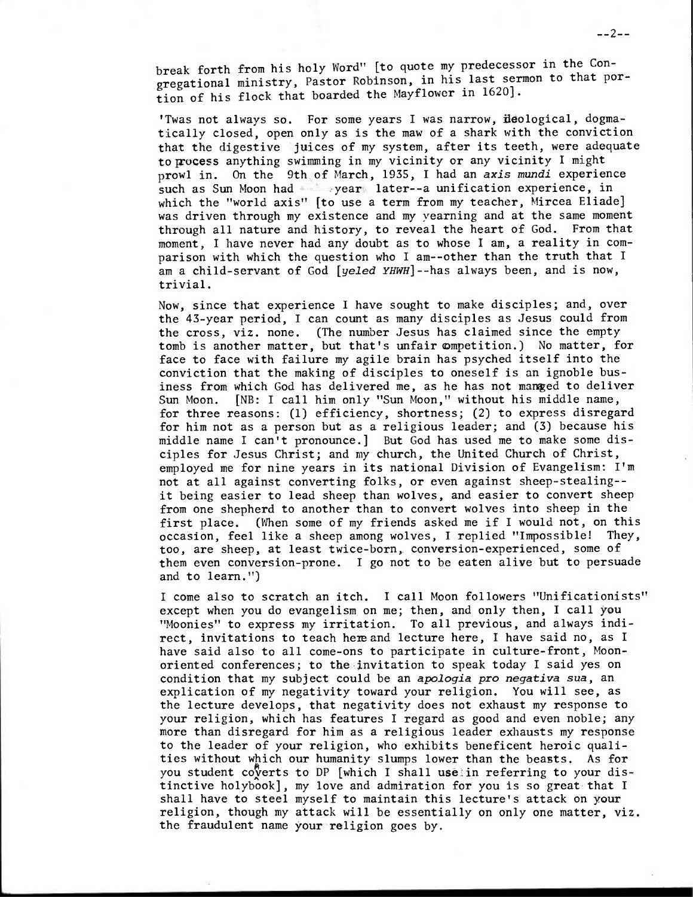break forth from his holy Word" [to quote my predecessor in the Congregational ministry, Pastor Robinson, in his last sermon to that portion of his flock that boarded the Mayflower in 1620].

'Twas not always so. For some years I was narrow, ideological, dogmatically closed, open only as is the maw of a shark with the conviction that the digestive juices of my system, after its teeth, were adequate to process anything swimming in my vicinity or any vicinity I might prowl in. On the 9th of March, 1935, I had an *axis mundi* experience such as Sun Moon had year later--a unification experience, in which the "world axis" [to use a term from my teacher, Mircea Eliade] was driven through my existence and my yearning and at the same moment through all nature and history, to reveal the heart of God. From that moment, I have never had any doubt as to whose I am, a reality in comparison with which the question who I am--other than the truth that I am a child-servant of God [*yeled YHWH*]--has always been, and is now, trivial.

Now, since that experience I have sought to make disciples; and, over the 43-year period, I can count as many disciples as Jesus could from the cross, viz. none. (The number Jesus has claimed since the empty tomb is another matter, but that's unfair competition.) No matter, for face to face with failure my agile brain has psyched itself into the conviction that the making of disciples to oneself is an ignoble business from which God has delivered me, as he has not managed to deliver Sun Moon. [NB: I call him only "Sun Moon," without his middle name, for three reasons: (1) efficiency, shortness; (2) to express disregard for him not as a person but as a religious leader; and (3) because his middle name I can't pronounce.] But God has used me to make some disciples for Jesus Christ; and my church, the United Church of Christ, employed me for nine years in its national Division of Evangelism: I'm not at all against converting folks, or even against sheep-stealing--it being easier to lead sheep than wolves, and easier to convert sheep from one shepherd to another than to convert wolves into sheep in the first place. (When some of my friends asked me if I would not, on this occasion, feel like a sheep among wolves, I replied "Impossible! They, too, are sheep, at least twice-born, conversion-experienced, some of them even conversion-prone. I go not to be eaten alive but to persuade and to learn.")

I come also to scratch an itch. I call Moon followers "Unificationists" except when you do evangelism on me; then, and only then, I call you "Moonies" to express my irritation. To all previous, and always indirect, invitations to teach here and lecture here, I have said no, as I have said also to all come-ons to participate in culture-front, Moon-oriented conferences; to the invitation to speak today I said yes on condition that my subject could be an *apologia pro negativa sua*, an explication of my negativity toward your religion. You will see, as the lecture develops, that negativity does not exhaust my response to your religion, which has features I regard as good and even noble; any more than disregard for him as a religious leader exhausts my response to the leader of your religion, who exhibits beneficent heroic qualities without which our humanity slumps lower than the beasts. As for you student coverts to DP [which I shall use in referring to your distinctive holybook], my love and admiration for you is so great that I shall have to steel myself to maintain this lecture's attack on your religion, though my attack will be essentially on only one matter, viz. the fraudulent name your religion goes by.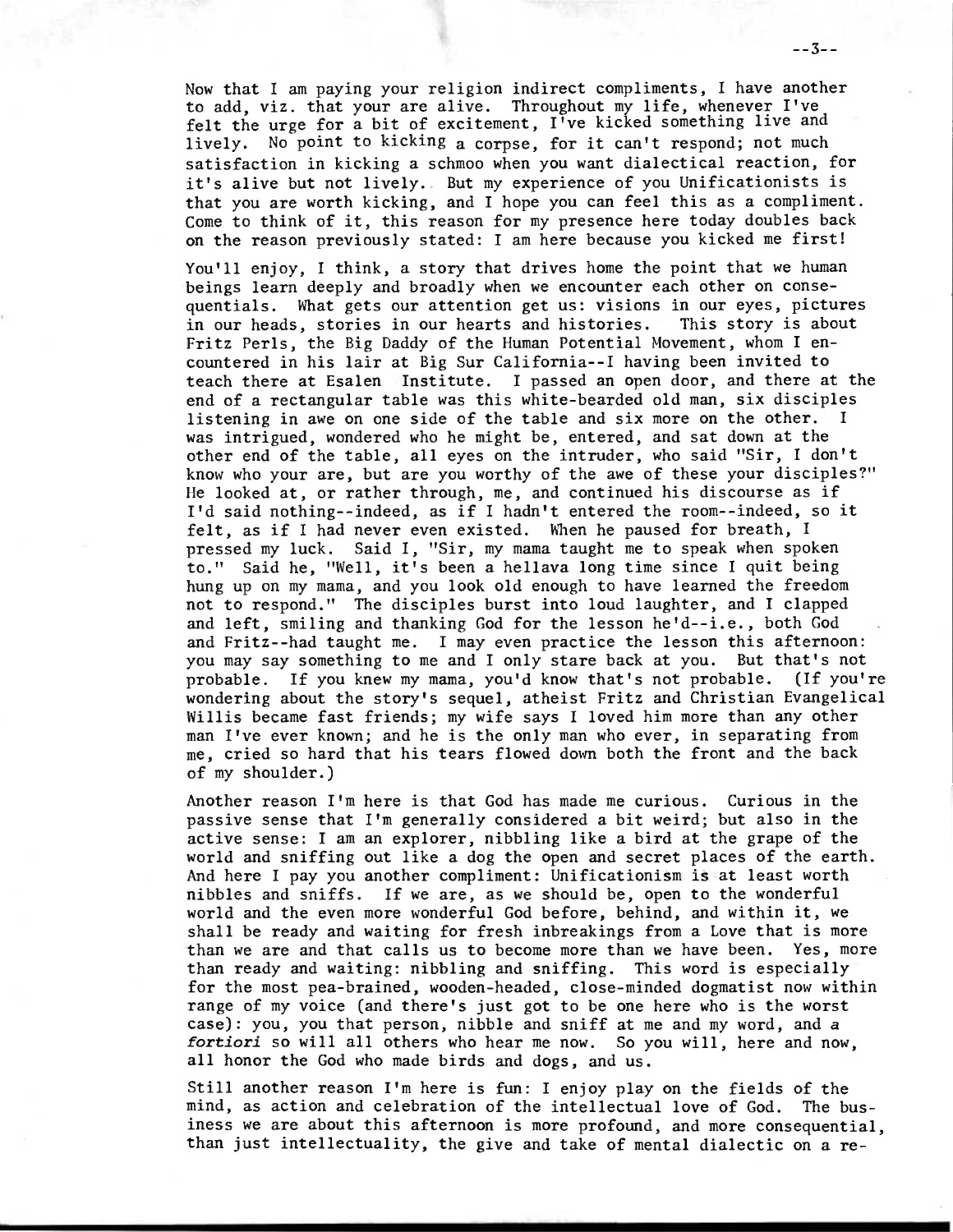Now that I am paying your religion indirect compliments, I have another to add, viz. that your are alive. Throughout my life, whenever I've felt the urge for a bit of excitement, I've kicked something live and lively. No point to kicking a corpse, for it can't respond; not much satisfaction in kicking a schmoo when you want dialectical reaction, for it's alive but not lively. But my experience of you Unificationists is that you are worth kicking, and I hope you can feel this as a compliment. Come to think of it, this reason for my presence here today doubles back on the reason previously stated: I am here because you kicked me first!

You'll enjoy, I think, a story that drives home the point that we human beings learn deeply and broadly when we encounter each other on consequentials. What gets our attention get us: visions in our eyes, pictures in our heads, stories in our hearts and histories. This story is about Fritz Perls, the Big Daddy of the Human Potential Movement, whom I encountered in his lair at Big Sur California--I having been invited to teach there at Esalen Institute. I passed an open door, and there at the end of a rectangular table was this white-bearded old man, six disciples listening in awe on one side of the table and six more on the other. I was intrigued, wondered who he might be, entered, and sat down at the other end of the table, all eyes on the intruder, who said "Sir, I don't know who your are, but are you worthy of the awe of these your disciples?" He looked at, or rather through, me, and continued his discourse as if I'd said nothing--indeed, as if I hadn't entered the room--indeed, so it felt, as if I had never even existed. When he paused for breath, I pressed my luck. Said I, "Sir, my mama taught me to speak when spoken to." Said he, "Well, it's been a hellava long time since I quit being hung up on my mama, and you look old enough to have learned the freedom not to respond." The disciples burst into loud laughter, and I clapped and left, smiling and thanking God for the lesson he'd--i.e., both God and Fritz--had taught me. I may even practice the lesson this afternoon: you may say something to me and I only stare back at you. But that's not probable. If you knew my mama, you'd know that's not probable. (If you're wondering about the story's sequel, atheist Fritz and Christian Evangelical Willis became fast friends; my wife says I loved him more than any other man I've ever known; and he is the only man who ever, in separating from me, cried so hard that his tears flowed down both the front and the back of my shoulder.)

Another reason I'm here is that God has made me curious. Curious in the passive sense that I'm generally considered a bit weird; but also in the active sense: I am an explorer, nibbling like a bird at the grape of the world and sniffing out like a dog the open and secret places of the earth. And here I pay you another compliment: Unificationism is at least worth nibbles and sniffs. If we are, as we should be, open to the wonderful world and the even more wonderful God before, behind, and within it, we shall be ready and waiting for fresh inbreakings from a Love that is more than we are and that calls us to become more than we have been. Yes, more than ready and waiting: nibbling and sniffing. This word is especially for the most pea-brained, wooden-headed, close-minded dogmatist now within range of my voice (and there's just got to be one here who is the worst case): you, you that person, nibble and sniff at me and my word, and *a fortiori* so will all others who hear me now. So you will, here and now, all honor the God who made birds and dogs, and us.

Still another reason I'm here is fun: I enjoy play on the fields of the mind, as action and celebration of the intellectual love of God. The business we are about this afternoon is more profound, and more consequential, than just intellectuality, the give and take of mental dialectic on a re-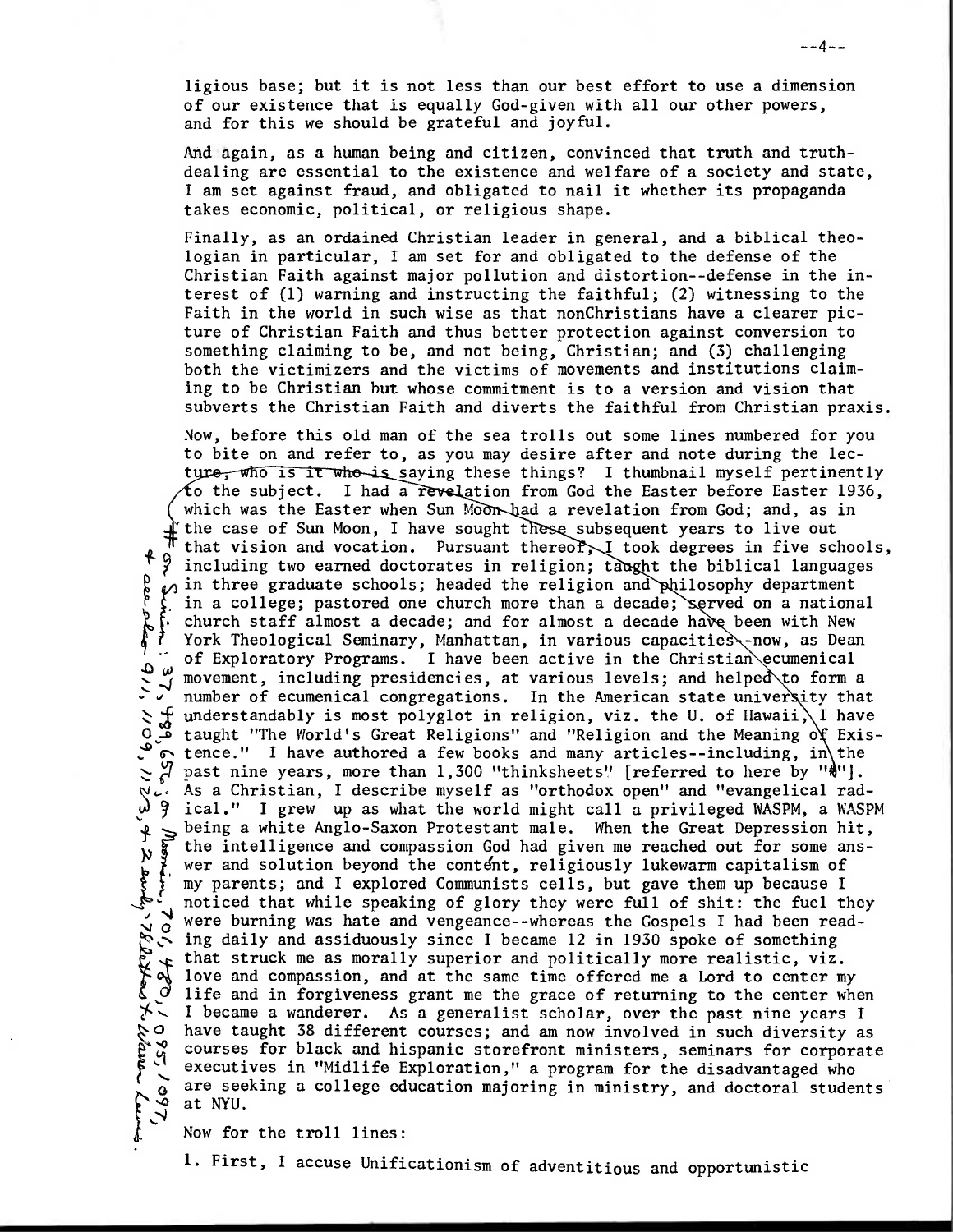ligious base; but it is not less than our best effort to use a dimension of our existence that is equally God-given with all our other powers, and for this we should be grateful and joyful.

And again, as a human being and citizen, convinced that truth and truth-dealing are essential to the existence and welfare of a society and state, I am set against fraud, and obligated to nail it whether its propaganda takes economic, political, or religious shape.

Finally, as an ordained Christian leader in general, and a biblical theologian in particular, I am set for and obligated to the defense of the Christian Faith against major pollution and distortion--defense in the interest of (1) warning and instructing the faithful; (2) witnessing to the Faith in the world in such wise as that nonChristians have a clearer picture of Christian Faith and thus better protection against conversion to something claiming to be, and not being, Christian; and (3) challenging both the victimizers and the victims of movements and institutions claiming to be Christian but whose commitment is to a version and vision that subverts the Christian Faith and diverts the faithful from Christian praxis.

Now, before this old man of the sea trolls out some lines numbered for you to bite on and refer to, as you may desire after and note during the lecture, who is it who is saying these things? I thumbnail myself pertinently to the subject. I had a revelation from God the Easter before Easter 1936, which was the Easter when Sun Moon had a revelation from God; and, as in the case of Sun Moon, I have sought these subsequent years to live out that vision and vocation. Pursuant thereof, I took degrees in five schools, including two earned doctorates in religion; taught the biblical languages in three graduate schools; headed the religion and philosophy department in a college; pastored one church more than a decade; served on a national church staff almost a decade; and for almost a decade have been with New York Theological Seminary, Manhattan, in various capacities--now, as Dean of Exploratory Programs. I have been active in the Christian ecumenical movement, including presidencies, at various levels; and helped to form a number of ecumenical congregations. In the American state university that understandably is most polyglot in religion, viz. the U. of Hawaii, I have taught "The World's Great Religions" and "Religion and the Meaning of Existence." I have authored a few books and many articles--including, in the past nine years, more than 1,300 "thinksheets" [referred to here by "#"]. As a Christian, I describe myself as "orthodox open" and "evangelical radical." I grew up as what the world might call a privileged WASPM, a WASPM being a white Anglo-Saxon Protestant male. When the Great Depression hit, the intelligence and compassion God had given me reached out for some answer and solution beyond the content, religiously lukewarm capitalism of my parents; and I explored Communists cells, but gave them up because I noticed that while speaking of glory they were full of shit: the fuel they were burning was hate and vengeance--whereas the Gospels I had been reading daily and assiduously since I became 12 in 1930 spoke of something that struck me as morally superior and politically more realistic, viz. love and compassion, and at the same time offered me a Lord to center my life and in forgiveness grant me the grace of returning to the center when I became a wanderer. As a generalist scholar, over the past nine years I have taught 38 different courses; and am now involved in such diversity as courses for black and hispanic storefront ministers, seminars for corporate executives in "Midlife Exploration," a program for the disadvantaged who are seeking a college education majoring in ministry, and doctoral students at NYU.

[Handwritten margin note: # on Sun Moon, see also 37, 911, 1109, 1123, 489, 656, 9 Moonism, 701, 480, 1095, 1097, + 2 early, 78 letters to Warren Lewis.]

Now for the troll lines:

1. First, I accuse Unificationism of adventitious and opportunistic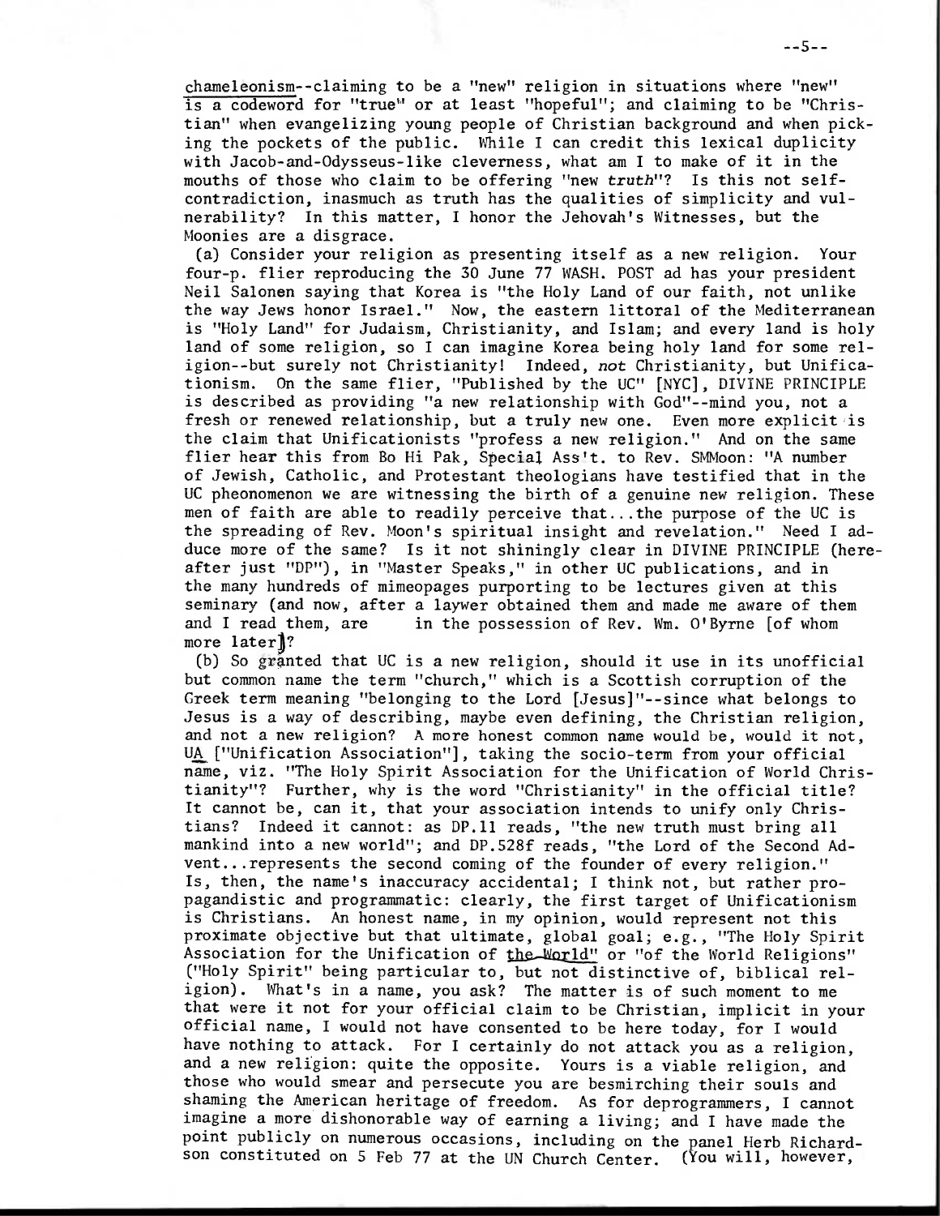chameleonism--claiming to be a "new" religion in situations where "new" is a codeword for "true" or at least "hopeful"; and claiming to be "Christian" when evangelizing young people of Christian background and when picking the pockets of the public. While I can credit this lexical duplicity with Jacob-and-Odysseus-like cleverness, what am I to make of it in the mouths of those who claim to be offering "new *truth*"? Is this not self-contradiction, inasmuch as truth has the qualities of simplicity and vulnerability? In this matter, I honor the Jehovah's Witnesses, but the Moonies are a disgrace.

(a) Consider your religion as presenting itself as a new religion. Your four-p. flier reproducing the 30 June 77 WASH. POST ad has your president Neil Salonen saying that Korea is "the Holy Land of our faith, not unlike the way Jews honor Israel." Now, the eastern littoral of the Mediterranean is "Holy Land" for Judaism, Christianity, and Islam; and every land is holy land of some religion, so I can imagine Korea being holy land for some religion--but surely not Christianity! Indeed, *not* Christianity, but Unificationism. On the same flier, "Published by the UC" [NYC], DIVINE PRINCIPLE is described as providing "a new relationship with God"--mind you, not a fresh or renewed relationship, but a truly new one. Even more explicit is the claim that Unificationists "profess a new religion." And on the same flier hear this from Bo Hi Pak, Special Ass't. to Rev. SMMoon: "A number of Jewish, Catholic, and Protestant theologians have testified that in the UC pheonomenon we are witnessing the birth of a genuine new religion. These men of faith are able to readily perceive that...the purpose of the UC is the spreading of Rev. Moon's spiritual insight and revelation." Need I adduce more of the same? Is it not shiningly clear in DIVINE PRINCIPLE (hereafter just "DP"), in "Master Speaks," in other UC publications, and in the many hundreds of mimeopages purporting to be lectures given at this seminary (and now, after a laywer obtained them and made me aware of them and I read them, are in the possession of Rev. Wm. O'Byrne [of whom more later])?

(b) So granted that UC is a new religion, should it use in its unofficial but common name the term "church," which is a Scottish corruption of the Greek term meaning "belonging to the Lord [Jesus]"--since what belongs to Jesus is a way of describing, maybe even defining, the Christian religion, and not a new religion? A more honest common name would be, would it not, UA ["Unification Association"], taking the socio-term from your official name, viz. "The Holy Spirit Association for the Unification of World Christianity"? Further, why is the word "Christianity" in the official title? It cannot be, can it, that your association intends to unify only Christians? Indeed it cannot: as DP.11 reads, "the new truth must bring all mankind into a new world"; and DP.528f reads, "the Lord of the Second Advent...represents the second coming of the founder of every religion." Is, then, the name's inaccuracy accidental; I think not, but rather propagandistic and programmatic: clearly, the first target of Unificationism is Christians. An honest name, in my opinion, would represent not this proximate objective but that ultimate, global goal; e.g., "The Holy Spirit Association for the Unification of the World" or "of the World Religions" ("Holy Spirit" being particular to, but not distinctive of, biblical religion). What's in a name, you ask? The matter is of such moment to me that were it not for your official claim to be Christian, implicit in your official name, I would not have consented to be here today, for I would have nothing to attack. For I certainly do not attack you as a religion, and a new religion: quite the opposite. Yours is a viable religion, and those who would smear and persecute you are besmirching their souls and shaming the American heritage of freedom. As for deprogrammers, I cannot imagine a more dishonorable way of earning a living; and I have made the point publicly on numerous occasions, including on the panel Herb Richardson constituted on 5 Feb 77 at the UN Church Center. (You will, however,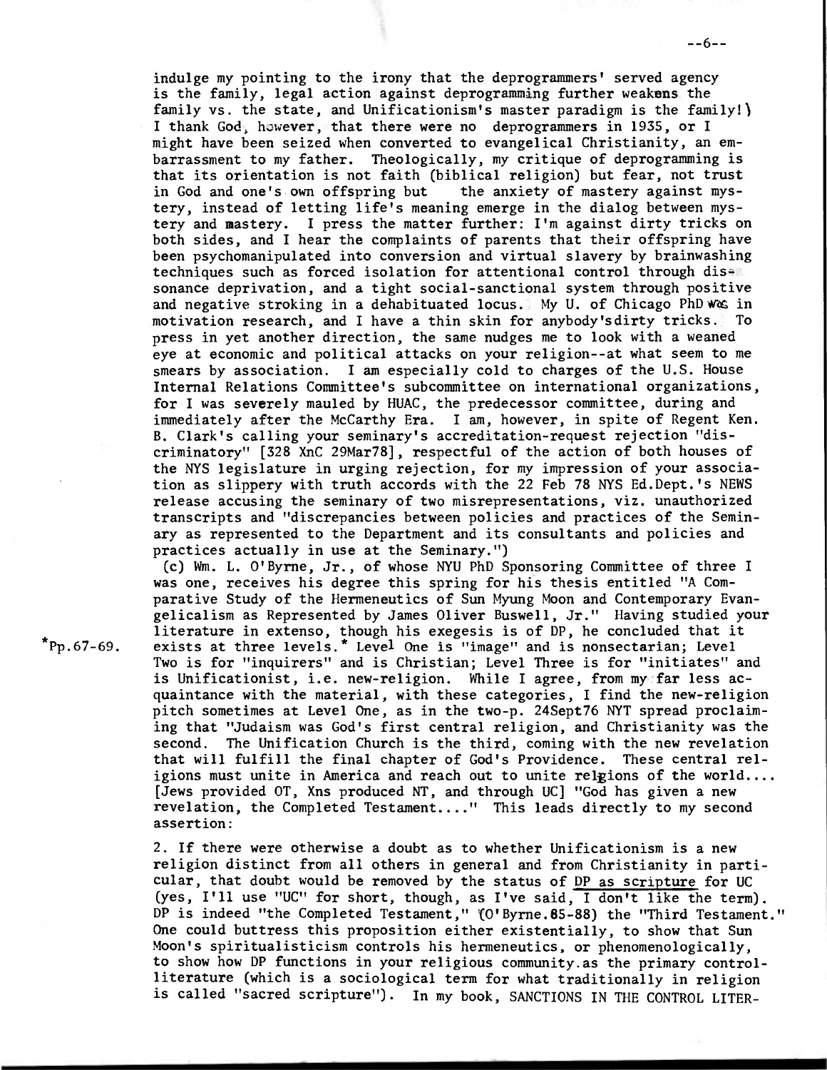indulge my pointing to the irony that the deprogrammers' served agency is the family, legal action against deprogramming further weakens the family vs. the state, and Unificationism's master paradigm is the family!) I thank God, however, that there were no deprogrammers in 1935, or I might have been seized when converted to evangelical Christianity, an embarrassment to my father. Theologically, my critique of deprogramming is that its orientation is not faith (biblical religion) but fear, not trust in God and one's own offspring but the anxiety of mastery against mystery, instead of letting life's meaning emerge in the dialog between mystery and mastery. I press the matter further: I'm against dirty tricks on both sides, and I hear the complaints of parents that their offspring have been psychomanipulated into conversion and virtual slavery by brainwashing techniques such as forced isolation for attentional control through dissonance deprivation, and a tight social-sanctional system through positive and negative stroking in a dehabituated locus. My U. of Chicago PhD was in motivation research, and I have a thin skin for anybody'sdirty tricks. To press in yet another direction, the same nudges me to look with a weaned eye at economic and political attacks on your religion--at what seem to me smears by association. I am especially cold to charges of the U.S. House Internal Relations Committee's subcommittee on international organizations, for I was severely mauled by HUAC, the predecessor committee, during and immediately after the McCarthy Era. I am, however, in spite of Regent Ken. B. Clark's calling your seminary's accreditation-request rejection "discriminatory" [328 XnC 29Mar78], respectful of the action of both houses of the NYS legislature in urging rejection, for my impression of your association as slippery with truth accords with the 22 Feb 78 NYS Ed.Dept.'s NEWS release accusing the seminary of two misrepresentations, viz. unauthorized transcripts and "discrepancies between policies and practices of the Seminary as represented to the Department and its consultants and policies and practices actually in use at the Seminary.")

(c) Wm. L. O'Byrne, Jr., of whose NYU PhD Sponsoring Committee of three I was one, receives his degree this spring for his thesis entitled "A Comparative Study of the Hermeneutics of Sun Myung Moon and Contemporary Evangelicalism as Represented by James Oliver Buswell, Jr." Having studied your literature in extenso, though his exegesis is of DP, he concluded that it exists at three levels.* Level One is "image" and is nonsectarian; Level Two is for "inquirers" and is Christian; Level Three is for "initiates" and is Unificationist, i.e. new-religion. While I agree, from my far less acquaintance with the material, with these categories, I find the new-religion pitch sometimes at Level One, as in the two-p. 24Sept76 NYT spread proclaiming that "Judaism was God's first central religion, and Christianity was the second. The Unification Church is the third, coming with the new revelation that will fulfill the final chapter of God's Providence. These central religions must unite in America and reach out to unite relgions of the world.... [Jews provided OT, Xns produced NT, and through UC] "God has given a new revelation, the Completed Testament...." This leads directly to my second assertion:

*Pp.67-69.

2. If there were otherwise a doubt as to whether Unificationism is a new religion distinct from all others in general and from Christianity in particular, that doubt would be removed by the status of <u>DP as scripture</u> for UC (yes, I'll use "UC" for short, though, as I've said, I don't like the term). DP is indeed "the Completed Testament," (O'Byrne.85-88) the "Third Testament." One could buttress this proposition either existentially, to show that Sun Moon's spiritualisticism controls his hermeneutics, or phenomenologically, to show how DP functions in your religious community as the primary control-literature (which is a sociological term for what traditionally in religion is called "sacred scripture"). In my book, SANCTIONS IN THE CONTROL LITER-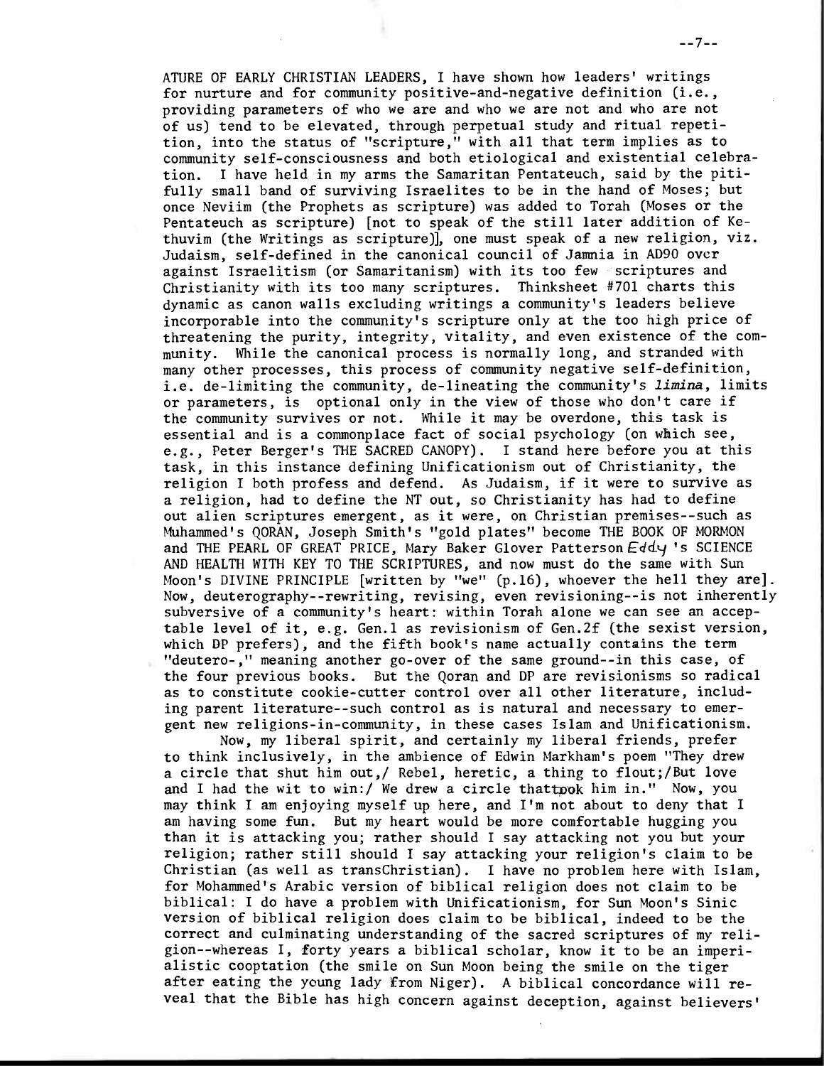ATURE OF EARLY CHRISTIAN LEADERS, I have shown how leaders' writings for nurture and for community positive-and-negative definition (i.e., providing parameters of who we are and who we are not and who are not of us) tend to be elevated, through perpetual study and ritual repetition, into the status of "scripture," with all that term implies as to community self-consciousness and both etiological and existential celebration. I have held in my arms the Samaritan Pentateuch, said by the pitifully small band of surviving Israelites to be in the hand of Moses; but once Neviim (the Prophets as scripture) was added to Torah (Moses or the Pentateuch as scripture) [not to speak of the still later addition of Kethuvim (the Writings as scripture)], one must speak of a new religion, viz. Judaism, self-defined in the canonical council of Jamnia in AD90 over against Israelitism (or Samaritanism) with its too few scriptures and Christianity with its too many scriptures. Thinksheet #701 charts this dynamic as canon walls excluding writings a community's leaders believe incorporable into the community's scripture only at the too high price of threatening the purity, integrity, vitality, and even existence of the community. While the canonical process is normally long, and stranded with many other processes, this process of community negative self-definition, i.e. de-limiting the community, de-lineating the community's *limina*, limits or parameters, is optional only in the view of those who don't care if the community survives or not. While it may be overdone, this task is essential and is a commonplace fact of social psychology (on which see, e.g., Peter Berger's THE SACRED CANOPY). I stand here before you at this task, in this instance defining Unificationism out of Christianity, the religion I both profess and defend. As Judaism, if it were to survive as a religion, had to define the NT out, so Christianity has had to define out alien scriptures emergent, as it were, on Christian premises--such as Muhammed's QORAN, Joseph Smith's "gold plates" become THE BOOK OF MORMON and THE PEARL OF GREAT PRICE, Mary Baker Glover Patterson Eddy's SCIENCE AND HEALTH WITH KEY TO THE SCRIPTURES, and now must do the same with Sun Moon's DIVINE PRINCIPLE [written by "we" (p.16), whoever the hell they are]. Now, deuterography--rewriting, revising, even revisioning--is not inherently subversive of a community's heart: within Torah alone we can see an acceptable level of it, e.g. Gen.1 as revisionism of Gen.2f (the sexist version, which DP prefers), and the fifth book's name actually contains the term "deutero-," meaning another go-over of the same ground--in this case, of the four previous books. But the Qoran and DP are revisionisms so radical as to constitute cookie-cutter control over all other literature, including parent literature--such control as is natural and necessary to emergent new religions-in-community, in these cases Islam and Unificationism.

Now, my liberal spirit, and certainly my liberal friends, prefer to think inclusively, in the ambience of Edwin Markham's poem "They drew a circle that shut him out,/ Rebel, heretic, a thing to flout;/But love and I had the wit to win:/ We drew a circle thattook him in." Now, you may think I am enjoying myself up here, and I'm not about to deny that I am having some fun. But my heart would be more comfortable hugging you than it is attacking you; rather should I say attacking not you but your religion; rather still should I say attacking your religion's claim to be Christian (as well as transChristian). I have no problem here with Islam, for Mohammed's Arabic version of biblical religion does not claim to be biblical: I do have a problem with Unificationism, for Sun Moon's Sinic version of biblical religion does claim to be biblical, indeed to be the correct and culminating understanding of the sacred scriptures of my religion--whereas I, forty years a biblical scholar, know it to be an imperialistic cooptation (the smile on Sun Moon being the smile on the tiger after eating the young lady from Niger). A biblical concordance will reveal that the Bible has high concern against deception, against believers'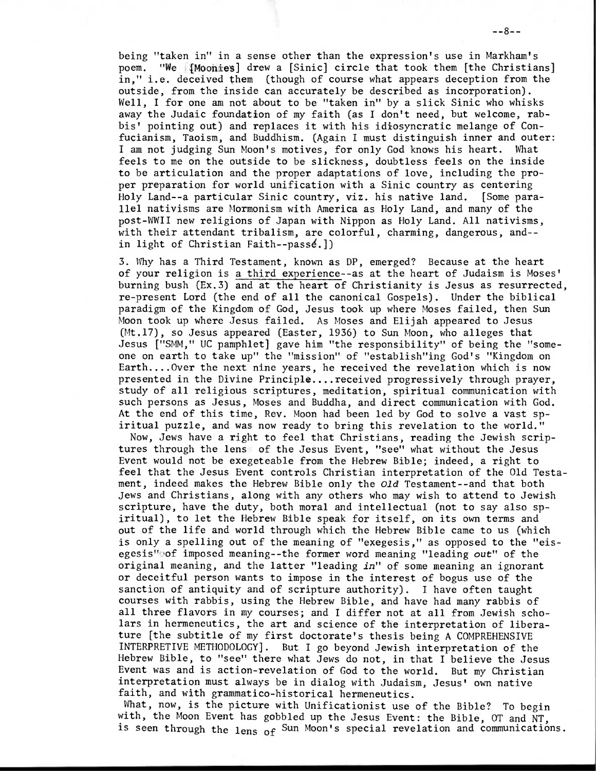being "taken in" in a sense other than the expression's use in Markham's poem. "We [Moonies] drew a [Sinic] circle that took them [the Christians] in," i.e. deceived them (though of course what appears deception from the outside, from the inside can accurately be described as incorporation). Well, I for one am not about to be "taken in" by a slick Sinic who whisks away the Judaic foundation of my faith (as I don't need, but welcome, rabbis' pointing out) and replaces it with his idiosyncratic melange of Confucianism, Taoism, and Buddhism. (Again I must distinguish inner and outer: I am not judging Sun Moon's motives, for only God knows his heart. What feels to me on the outside to be slickness, doubtless feels on the inside to be articulation and the proper adaptations of love, including the proper preparation for world unification with a Sinic country as centering Holy Land--a particular Sinic country, viz. his native land. [Some parallel nativisms are Mormonism with America as Holy Land, and many of the post-WWII new religions of Japan with Nippon as Holy Land. All nativisms, with their attendant tribalism, are colorful, charming, dangerous, and--in light of Christian Faith--passé.])

3. Why has a Third Testament, known as DP, emerged? Because at the heart of your religion is a third experience--as at the heart of Judaism is Moses' burning bush (Ex.3) and at the heart of Christianity is Jesus as resurrected, re-present Lord (the end of all the canonical Gospels). Under the biblical paradigm of the Kingdom of God, Jesus took up where Moses failed, then Sun Moon took up where Jesus failed. As Moses and Elijah appeared to Jesus (Mt.17), so Jesus appeared (Easter, 1936) to Sun Moon, who alleges that Jesus ["SMM," UC pamphlet] gave him "the responsibility" of being the "someone on earth to take up" the "mission" of "establish"ing God's "Kingdom on Earth....Over the next nine years, he received the revelation which is now presented in the Divine Principle....received progressively through prayer, study of all religious scriptures, meditation, spiritual communication with such persons as Jesus, Moses and Buddha, and direct communication with God. At the end of this time, Rev. Moon had been led by God to solve a vast spiritual puzzle, and was now ready to bring this revelation to the world."

Now, Jews have a right to feel that Christians, reading the Jewish scriptures through the lens of the Jesus Event, "see" what without the Jesus Event would not be exegeteable from the Hebrew Bible; indeed, a right to feel that the Jesus Event controls Christian interpretation of the Old Testament, indeed makes the Hebrew Bible only the *Old* Testament--and that both Jews and Christians, along with any others who may wish to attend to Jewish scripture, have the duty, both moral and intellectual (not to say also spiritual), to let the Hebrew Bible speak for itself, on its own terms and out of the life and world through which the Hebrew Bible came to us (which is only a spelling out of the meaning of "exegesis," as opposed to the "eisegesis" of imposed meaning--the former word meaning "leading *out*" of the original meaning, and the latter "leading *in*" of some meaning an ignorant or deceitful person wants to impose in the interest of bogus use of the sanction of antiquity and of scripture authority). I have often taught courses with rabbis, using the Hebrew Bible, and have had many rabbis of all three flavors in my courses; and I differ not at all from Jewish scholars in hermeneutics, the art and science of the interpretation of liberature [the subtitle of my first doctorate's thesis being A COMPREHENSIVE INTERPRETIVE METHODOLOGY]. But I go beyond Jewish interpretation of the Hebrew Bible, to "see" there what Jews do not, in that I believe the Jesus Event was and is action-revelation of God to the world. But my Christian interpretation must always be in dialog with Judaism, Jesus' own native faith, and with grammatico-historical hermeneutics.

What, now, is the picture with Unificationist use of the Bible? To begin with, the Moon Event has gobbled up the Jesus Event: the Bible, OT and NT, is seen through the lens of Sun Moon's special revelation and communications.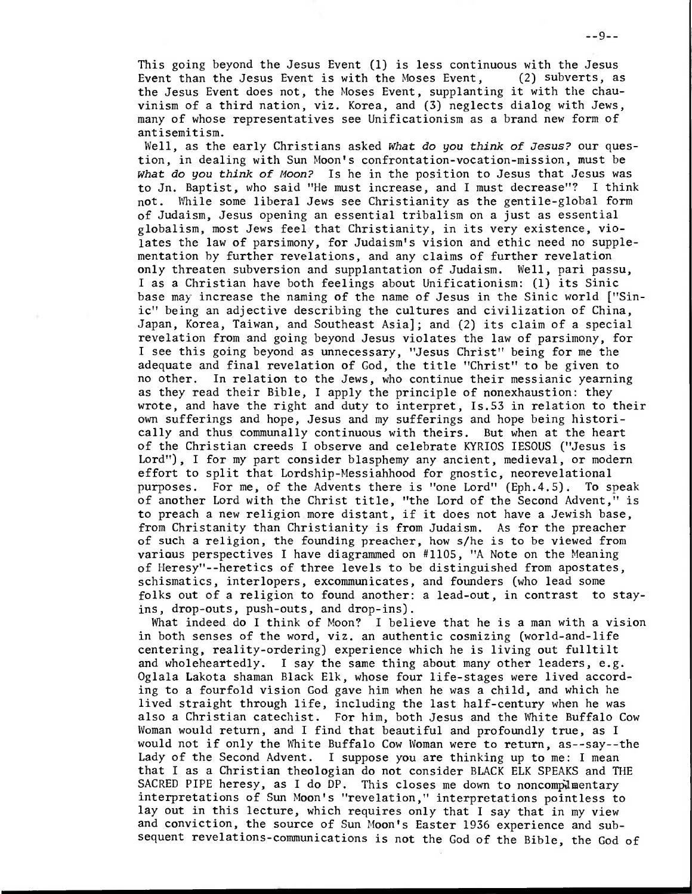This going beyond the Jesus Event (1) is less continuous with the Jesus Event than the Jesus Event is with the Moses Event, (2) subverts, as the Jesus Event does not, the Moses Event, supplanting it with the chauvinism of a third nation, viz. Korea, and (3) neglects dialog with Jews, many of whose representatives see Unificationism as a brand new form of antisemitism.

Well, as the early Christians asked *What do you think of Jesus?* our question, in dealing with Sun Moon's confrontation-vocation-mission, must be *What do you think of Moon?* Is he in the position to Jesus that Jesus was to Jn. Baptist, who said "He must increase, and I must decrease"? I think not. While some liberal Jews see Christianity as the gentile-global form of Judaism, Jesus opening an essential tribalism on a just as essential globalism, most Jews feel that Christianity, in its very existence, violates the law of parsimony, for Judaism's vision and ethic need no supplementation by further revelations, and any claims of further revelation only threaten subversion and supplantation of Judaism. Well, pari passu, I as a Christian have both feelings about Unificationism: (1) its Sinic base may increase the naming of the name of Jesus in the Sinic world ["Sinic" being an adjective describing the cultures and civilization of China, Japan, Korea, Taiwan, and Southeast Asia]; and (2) its claim of a special revelation from and going beyond Jesus violates the law of parsimony, for I see this going beyond as unnecessary, "Jesus Christ" being for me the adequate and final revelation of God, the title "Christ" to be given to no other. In relation to the Jews, who continue their messianic yearning as they read their Bible, I apply the principle of nonexhaustion: they wrote, and have the right and duty to interpret, Is.53 in relation to their own sufferings and hope, Jesus and my sufferings and hope being historically and thus communally continuous with theirs. But when at the heart of the Christian creeds I observe and celebrate KYRIOS IESOUS ("Jesus is Lord"), I for my part consider blasphemy any ancient, medieval, or modern effort to split that Lordship-Messiahhood for gnostic, neorevelational purposes. For me, of the Advents there is "one Lord" (Eph.4.5). To speak of another Lord with the Christ title, "the Lord of the Second Advent," is to preach a new religion more distant, if it does not have a Jewish base, from Christianity than Christianity is from Judaism. As for the preacher of such a religion, the founding preacher, how s/he is to be viewed from various perspectives I have diagrammed on #1105, "A Note on the Meaning of Heresy"--heretics of three levels to be distinguished from apostates, schismatics, interlopers, excommunicates, and founders (who lead some folks out of a religion to found another: a lead-out, in contrast to stay-ins, drop-outs, push-outs, and drop-ins).

What indeed do I think of Moon? I believe that he is a man with a vision in both senses of the word, viz. an authentic cosmizing (world-and-life centering, reality-ordering) experience which he is living out fulltilt and wholeheartedly. I say the same thing about many other leaders, e.g. Oglala Lakota shaman Black Elk, whose four life-stages were lived according to a fourfold vision God gave him when he was a child, and which he lived straight through life, including the last half-century when he was also a Christian catechist. For him, both Jesus and the White Buffalo Cow Woman would return, and I find that beautiful and profoundly true, as I would not if only the White Buffalo Cow Woman were to return, as--say--the Lady of the Second Advent. I suppose you are thinking up to me: I mean that I as a Christian theologian do not consider BLACK ELK SPEAKS and THE SACRED PIPE heresy, as I do DP. This closes me down to noncomplimentary interpretations of Sun Moon's "revelation," interpretations pointless to lay out in this lecture, which requires only that I say that in my view and conviction, the source of Sun Moon's Easter 1936 experience and subsequent revelations-communications is not the God of the Bible, the God of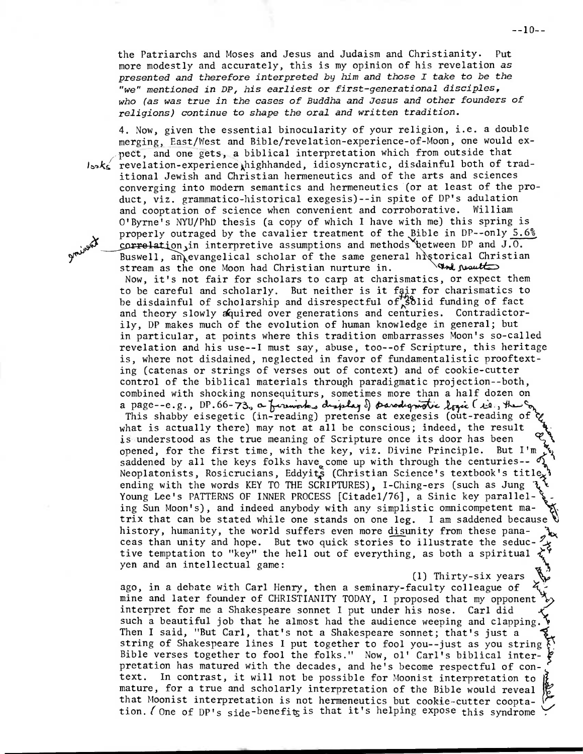the Patriarchs and Moses and Jesus and Judaism and Christianity. Put more modestly and accurately, this is my opinion of his revelation *as presented and therefore interpreted by him and those I take to be the "we" mentioned in DP, his earliest or first-generational disciples, who (as was true in the cases of Buddha and Jesus and other founders of religions) continue to shape the oral and written tradition.*

4. Now, given the essential binocularity of your religion, i.e. a double merging, East/West and Bible/revelation-experience-of-Moon, one would expect, and one gets, a biblical interpretation which from outside that revelation-experience looks highhanded, idiosyncratic, disdainful both of traditional Jewish and Christian hermeneutics and of the arts and sciences converging into modern semantics and hermeneutics (or at least of the product, viz. grammatico-historical exegesis)--in spite of DP's adulation and cooptation of science when convenient and corroborative. William O'Byrne's NYU/PhD thesis (a copy of which I have with me) this spring is properly outraged by the cavalier treatment of the Bible in DP--only 5.6% correlation in interpretive assumptions and methods and results between DP and J.O. Buswell, an eminent evangelical scholar of the same general historical Christian stream as the one Moon had Christian nurture in.

Now, it's not fair for scholars to carp at charismatics, or expect them to be careful and scholarly. But neither is it fair for charismatics to be disdainful of scholarship and disrespectful of the solid funding of fact and theory slowly acquired over generations and centuries. Contradictorily, DP makes much of the evolution of human knowledge in general; but in particular, at points where this tradition embarrasses Moon's so-called revelation and his use--I must say, abuse, too--of Scripture, this heritage is, where not disdained, neglected in favor of fundamentalistic prooftexting (catenas or strings of verses out of context) and of cookie-cutter control of the biblical materials through paradigmatic projection--both, combined with shocking nonsequiturs, sometimes more than a half dozen on a page--e.g., DP.66-73, a fireworks display of paradigmatic logic (i.e., the So... This shabby eisegetic (in-reading) pretense at exegesis (out-reading of what is actually there) may not at all be conscious; indeed, the result is understood as the true meaning of Scripture once its door has been opened, for the first time, with the key, viz. Divine Principle. But I'm saddened by all the keys folks have come up with through the centuries--Neoplatonists, Rosicrucians, Eddyites (Christian Science's textbook's title ending with the words KEY TO THE SCRIPTURES), I-Ching-ers (such as Jung Young Lee's PATTERNS OF INNER PROCESS [Citadel/76], a Sinic key paralleling Sun Moon's), and indeed anybody with any simplistic omnicompetent matrix that can be stated while one stands on one leg. I am saddened because history, humanity, the world suffers even more disunity from these panaceas than unity and hope. But two quick stories to illustrate the seductive temptation to "key" the hell out of everything, as both a spiritual yen and an intellectual game:

(1) Thirty-six years ago, in a debate with Carl Henry, then a seminary-faculty colleague of mine and later founder of CHRISTIANITY TODAY, I proposed that my opponent interpret for me a Shakespeare sonnet I put under his nose. Carl did such a beautiful job that he almost had the audience weeping and clapping. Then I said, "But Carl, that's not a Shakespeare sonnet; that's just a string of Shakespeare lines I put together to fool you--just as you string Bible verses together to fool the folks." Now, ol' Carl's biblical interpretation has matured with the decades, and he's become respectful of context. In contrast, it will not be possible for Moonist interpretation to mature, for a true and scholarly interpretation of the Bible would reveal that Moonist interpretation is not hermeneutics but cookie-cutter cooptation. (One of DP's side-benefits is that it's helping expose this syndrome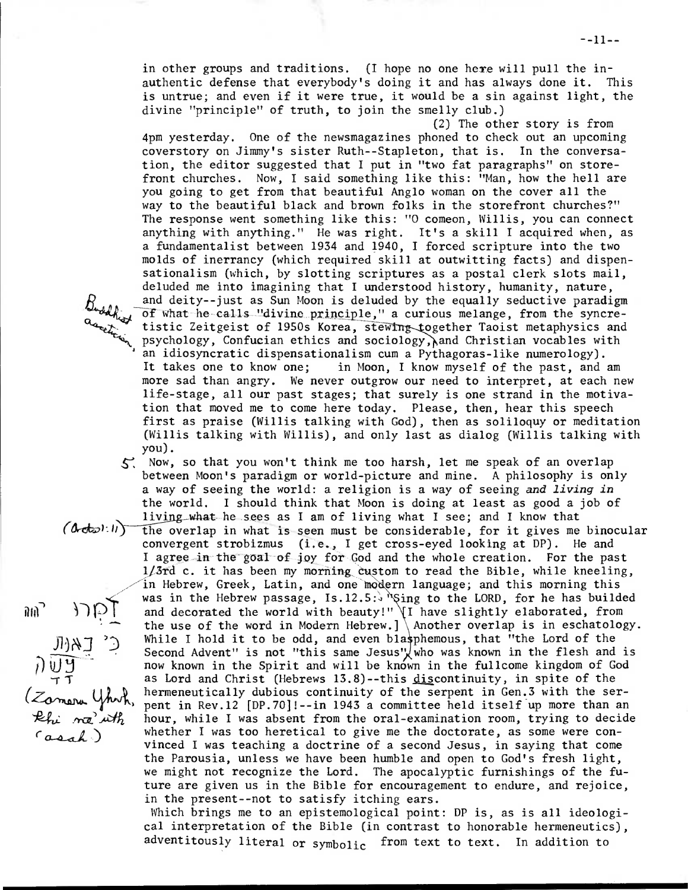in other groups and traditions. (I hope no one here will pull the inauthentic defense that everybody's doing it and has always done it. This is untrue; and even if it were true, it would be a sin against light, the divine "principle" of truth, to join the smelly club.)

(2) The other story is from 4pm yesterday. One of the newsmagazines phoned to check out an upcoming coverstory on Jimmy's sister Ruth--Stapleton, that is. In the conversation, the editor suggested that I put in "two fat paragraphs" on storefront churches. Now, I said something like this: "Man, how the hell are you going to get from that beautiful Anglo woman on the cover all the way to the beautiful black and brown folks in the storefront churches?" The response went something like this: "O comeon, Willis, you can connect anything with anything." He was right. It's a skill I acquired when, as a fundamentalist between 1934 and 1940, I forced scripture into the two molds of inerrancy (which required skill at outwitting facts) and dispensationalism (which, by slotting scriptures as a postal clerk slots mail, deluded me into imagining that I understood history, humanity, nature, and deity--just as Sun Moon is deluded by the equally seductive paradigm of what he calls "divine principle," a curious melange, from the syncretistic Zeitgeist of 1950s Korea, stewing together Taoist metaphysics and psychology, Confucian ethics and sociology, Buddhist asceticism, and Christian vocables with an idiosyncratic dispensationalism cum a Pythagoras-like numerology). It takes one to know one; in Moon, I know myself of the past, and am more sad than angry. We never outgrow our need to interpret, at each new life-stage, all our past stages; that surely is one strand in the motivation that moved me to come here today. Please, then, hear this speech first as praise (Willis talking with God), then as soliloquy or meditation (Willis talking with Willis), and only last as dialog (Willis talking with you).

5. Now, so that you won't think me too harsh, let me speak of an overlap between Moon's paradigm or world-picture and mine. A philosophy is only a way of seeing the world: a religion is a way of seeing *and living in* the world. I should think that Moon is doing at least as good a job of living what he sees as I am of living what I see; and I know that the overlap in what is seen must be considerable, for it gives me binocular convergent strobizmus (i.e., I get cross-eyed looking at DP). (Acts 1:11) He and I agree in the goal of joy for God and the whole creation. For the past 1/3rd c. it has been my morning custom to read the Bible, while kneeling, in Hebrew, Greek, Latin, and one modern language; and this morning this was in the Hebrew passage, Is.12.5: "Sing to the LORD, for he has builded and decorated the world with beauty!" [I have slightly elaborated, from the use of the word in Modern Hebrew.] (זַמְּרוּ יהוה כִּי גֵאוּת עָשָׂה — Zamaru Yhwh, khi ge'uth 'asah) Another overlap is in eschatology. While I hold it to be odd, and even blasphemous, that "the Lord of the Second Advent" is not "this same Jesus" who was known in the flesh and is now known in the Spirit and will be known in the fullcome kingdom of God as Lord and Christ (Hebrews 13.8)--this discontinuity, in spite of the hermeneutically dubious continuity of the serpent in Gen.3 with the serpent in Rev.12 [DP.70]!--in 1943 a committee held itself up more than an hour, while I was absent from the oral-examination room, trying to decide whether I was too heretical to give me the doctorate, as some were convinced I was teaching a doctrine of a second Jesus, in saying that come the Parousia, unless we have been humble and open to God's fresh light, we might not recognize the Lord. The apocalyptic furnishings of the future are given us in the Bible for encouragement to endure, and rejoice, in the present--not to satisfy itching ears.

Which brings me to an epistemological point: DP is, as is all ideological interpretation of the Bible (in contrast to honorable hermeneutics), adventitously literal or symbolic from text to text. In addition to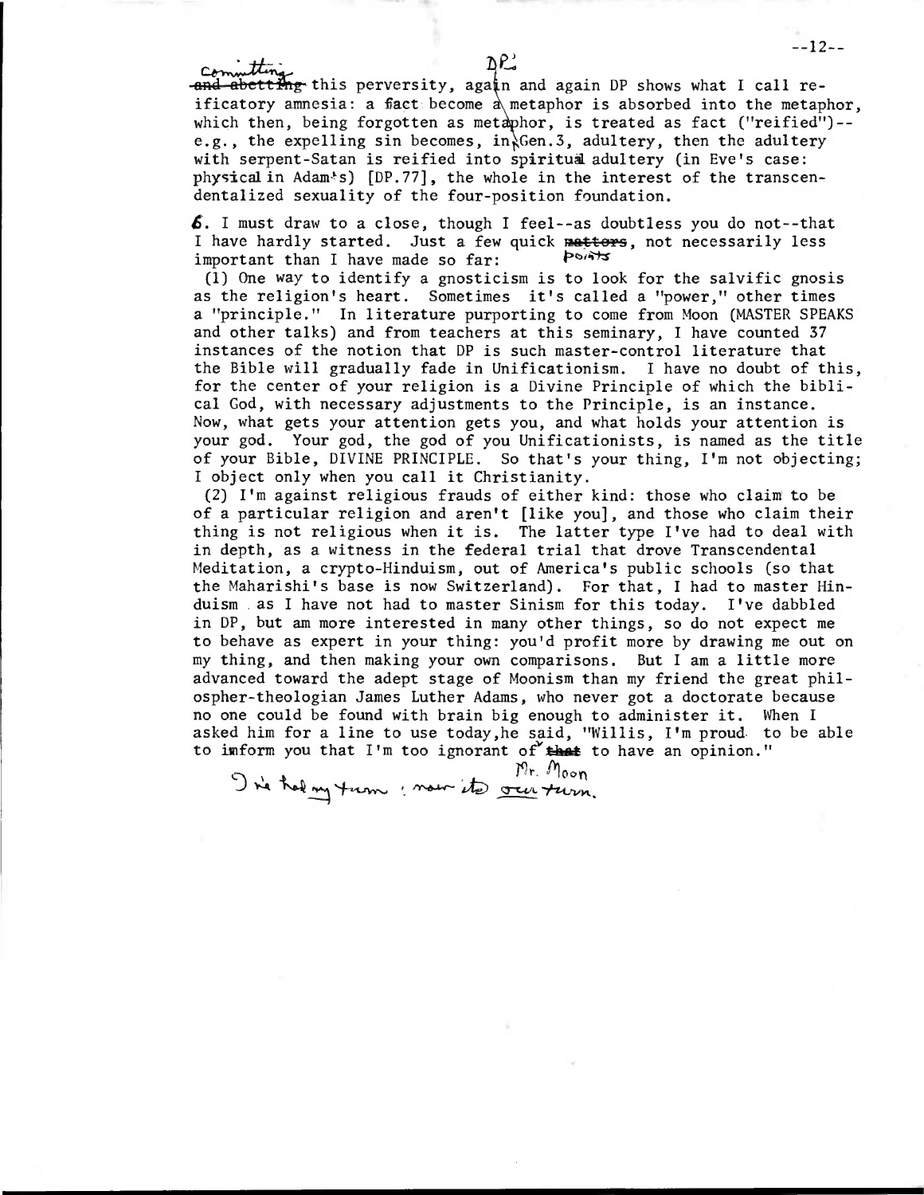committing this perversity, again and again DP shows what I call reificatory amnesia: a fact become a metaphor is absorbed into the metaphor, which then, being forgotten as metaphor, is treated as fact ("reified")--e.g., the expelling sin becomes, in Gen.3, adultery, then the adultery with serpent-Satan is reified into spiritual adultery (in Eve's case: physical in Adam's) [DP.77], the whole in the interest of the transcendentalized sexuality of the four-position foundation.

6. I must draw to a close, though I feel--as doubtless you do not--that I have hardly started. Just a few quick points, not necessarily less important than I have made so far:

(1) One way to identify a gnosticism is to look for the salvific gnosis as the religion's heart. Sometimes it's called a "power," other times a "principle." In literature purporting to come from Moon (MASTER SPEAKS and other talks) and from teachers at this seminary, I have counted 37 instances of the notion that DP is such master-control literature that the Bible will gradually fade in Unificationism. I have no doubt of this, for the center of your religion is a Divine Principle of which the biblical God, with necessary adjustments to the Principle, is an instance. Now, what gets your attention gets you, and what holds your attention is your god. Your god, the god of you Unificationists, is named as the title of your Bible, DIVINE PRINCIPLE. So that's your thing, I'm not objecting; I object only when you call it Christianity.

(2) I'm against religious frauds of either kind: those who claim to be of a particular religion and aren't [like you], and those who claim their thing is not religious when it is. The latter type I've had to deal with in depth, as a witness in the federal trial that drove Transcendental Meditation, a crypto-Hinduism, out of America's public schools (so that the Maharishi's base is now Switzerland). For that, I had to master Hinduism as I have not had to master Sinism for this today. I've dabbled in DP, but am more interested in many other things, so do not expect me to behave as expert in your thing: you'd profit more by drawing me out on my thing, and then making your own comparisons. But I am a little more advanced toward the adept stage of Moonism than my friend the great philospher-theologian James Luther Adams, who never got a doctorate because no one could be found with brain big enough to administer it. When I asked him for a line to use today, he said, "Willis, I'm proud to be able to inform you that I'm too ignorant of Mr. Moon to have an opinion."

I've had my turn; now it's your turn.